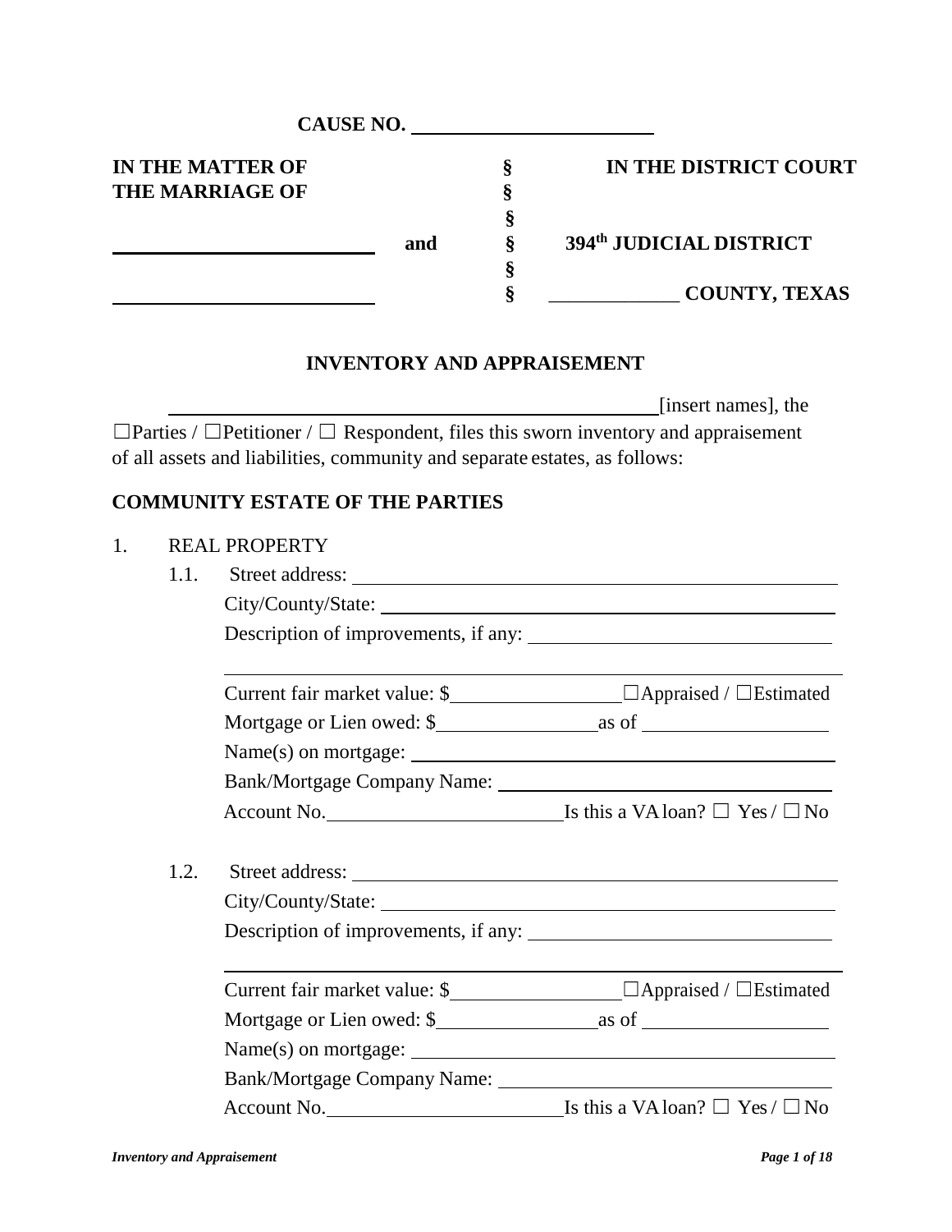**CAUSE NO. ______________________**

| | | |
|---|---|---|
| **IN THE MATTER OF** | **§** | **IN THE DISTRICT COURT** |
| **THE MARRIAGE OF** | **§** | |
| | **§** | |
| ________________________ **and** | **§** | **394th JUDICIAL DISTRICT** |
| | **§** | |
| ________________________ | **§** | _____________ **COUNTY, TEXAS** |

## INVENTORY AND APPRAISEMENT

____________________________________________________[insert names], the ☐Parties / ☐Petitioner / ☐ Respondent, files this sworn inventory and appraisement of all assets and liabilities, community and separate estates, as follows:

## COMMUNITY ESTATE OF THE PARTIES

1. REAL PROPERTY

   1.1. Street address: ____________________________________________

   City/County/State: ____________________________________________

   Description of improvements, if any: ______________________________

   ____________________________________________________________

   Current fair market value: $_________________ ☐Appraised / ☐Estimated

   Mortgage or Lien owed: $________________ as of ___________________

   Name(s) on mortgage: __________________________________________

   Bank/Mortgage Company Name: ________________________________

   Account No.________________________ Is this a VA loan? ☐ Yes / ☐ No

   1.2. Street address: ____________________________________________

   City/County/State: ____________________________________________

   Description of improvements, if any: ______________________________

   ____________________________________________________________

   Current fair market value: $_________________ ☐Appraised / ☐Estimated

   Mortgage or Lien owed: $________________ as of ___________________

   Name(s) on mortgage: __________________________________________

   Bank/Mortgage Company Name: ________________________________

   Account No.________________________ Is this a VA loan? ☐ Yes / ☐ No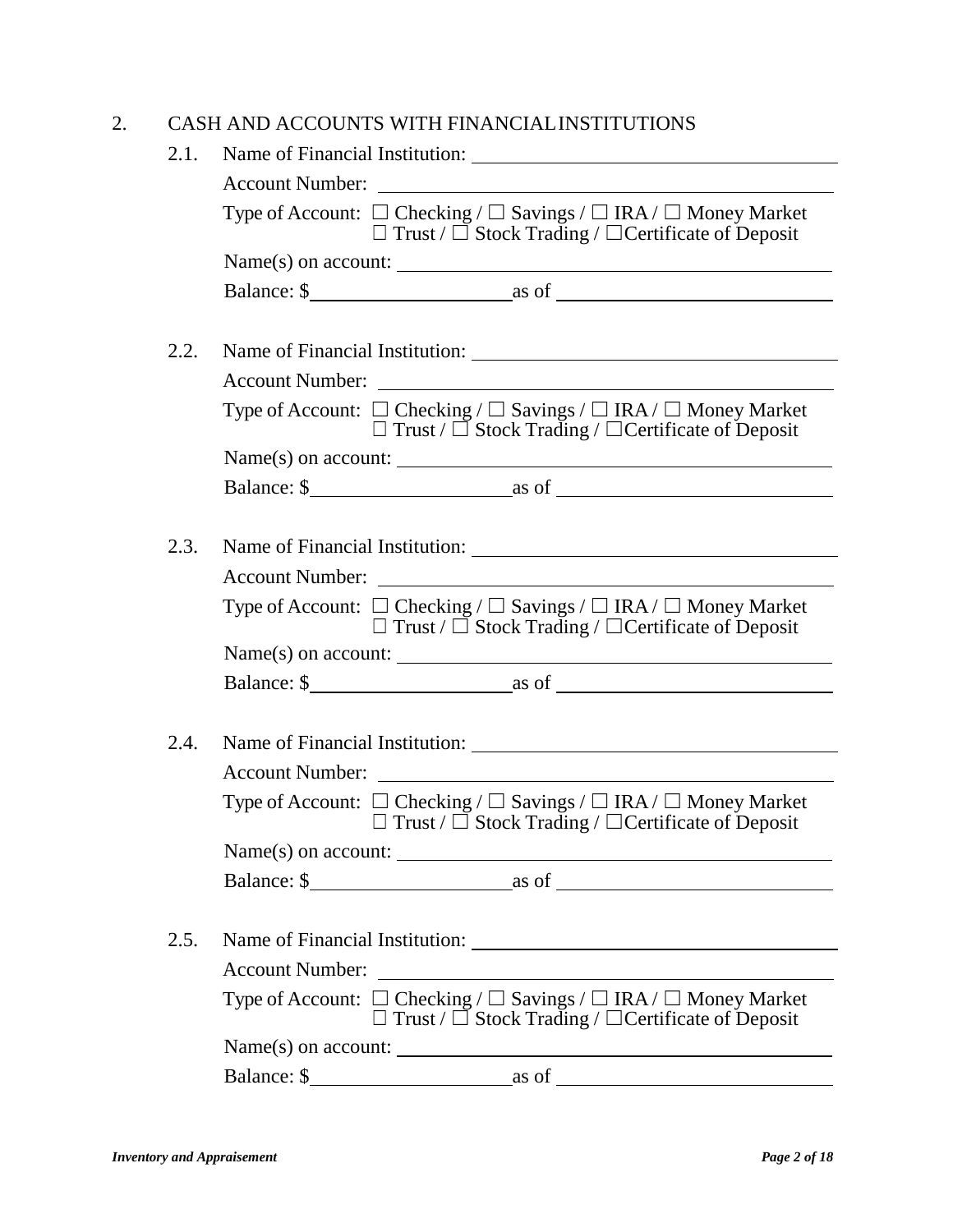## 2. CASH AND ACCOUNTS WITH FINANCIAL INSTITUTIONS

2.1. Name of Financial Institution: ______________________________

Account Number: ______________________________

Type of Account: ☐ Checking / ☐ Savings / ☐ IRA / ☐ Money Market
☐ Trust / ☐ Stock Trading / ☐Certificate of Deposit

Name(s) on account: ______________________________

Balance: $____________________ as of ____________________

2.2. Name of Financial Institution: ______________________________

Account Number: ______________________________

Type of Account: ☐ Checking / ☐ Savings / ☐ IRA / ☐ Money Market
☐ Trust / ☐ Stock Trading / ☐Certificate of Deposit

Name(s) on account: ______________________________

Balance: $____________________ as of ____________________

2.3. Name of Financial Institution: ______________________________

Account Number: ______________________________

Type of Account: ☐ Checking / ☐ Savings / ☐ IRA / ☐ Money Market
☐ Trust / ☐ Stock Trading / ☐Certificate of Deposit

Name(s) on account: ______________________________

Balance: $____________________ as of ____________________

2.4. Name of Financial Institution: ______________________________

Account Number: ______________________________

Type of Account: ☐ Checking / ☐ Savings / ☐ IRA / ☐ Money Market
☐ Trust / ☐ Stock Trading / ☐Certificate of Deposit

Name(s) on account: ______________________________

Balance: $____________________ as of ____________________

2.5. Name of Financial Institution: ______________________________

Account Number: ______________________________

Type of Account: ☐ Checking / ☐ Savings / ☐ IRA / ☐ Money Market
☐ Trust / ☐ Stock Trading / ☐Certificate of Deposit

Name(s) on account: ______________________________

Balance: $____________________ as of ____________________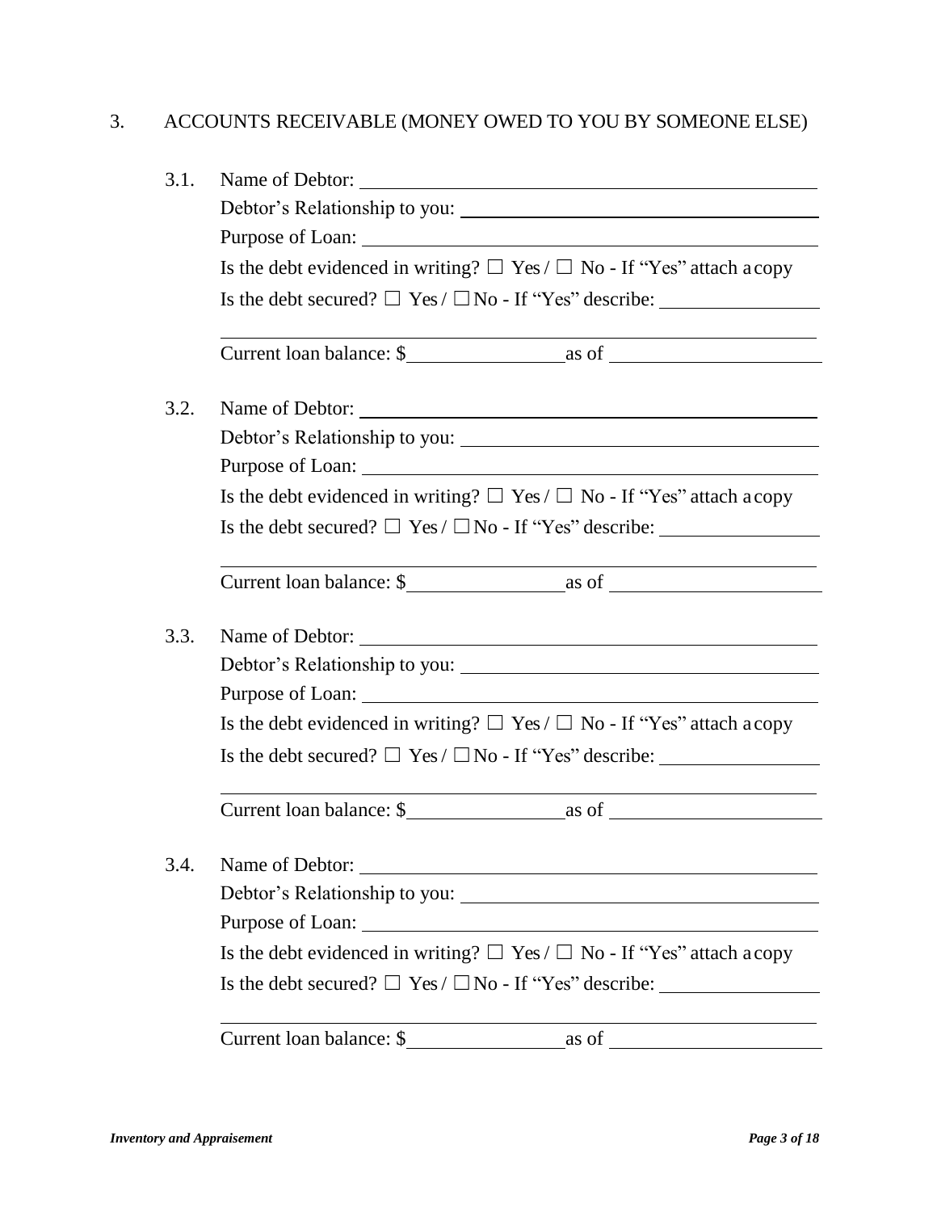## 3. ACCOUNTS RECEIVABLE (MONEY OWED TO YOU BY SOMEONE ELSE)

3.1. Name of Debtor: ______________________________

Debtor's Relationship to you: ______________________________

Purpose of Loan: ______________________________

Is the debt evidenced in writing? ☐ Yes / ☐ No - If "Yes" attach a copy

Is the debt secured? ☐ Yes / ☐ No - If "Yes" describe: ______________________________

______________________________

Current loan balance: $______________ as of ______________

3.2. Name of Debtor: ______________________________

Debtor's Relationship to you: ______________________________

Purpose of Loan: ______________________________

Is the debt evidenced in writing? ☐ Yes / ☐ No - If "Yes" attach a copy

Is the debt secured? ☐ Yes / ☐ No - If "Yes" describe: ______________________________

______________________________

Current loan balance: $______________ as of ______________

3.3. Name of Debtor: ______________________________

Debtor's Relationship to you: ______________________________

Purpose of Loan: ______________________________

Is the debt evidenced in writing? ☐ Yes / ☐ No - If "Yes" attach a copy

Is the debt secured? ☐ Yes / ☐ No - If "Yes" describe: ______________________________

______________________________

Current loan balance: $______________ as of ______________

3.4. Name of Debtor: ______________________________

Debtor's Relationship to you: ______________________________

Purpose of Loan: ______________________________

Is the debt evidenced in writing? ☐ Yes / ☐ No - If "Yes" attach a copy

Is the debt secured? ☐ Yes / ☐ No - If "Yes" describe: ______________________________

______________________________

Current loan balance: $______________ as of ______________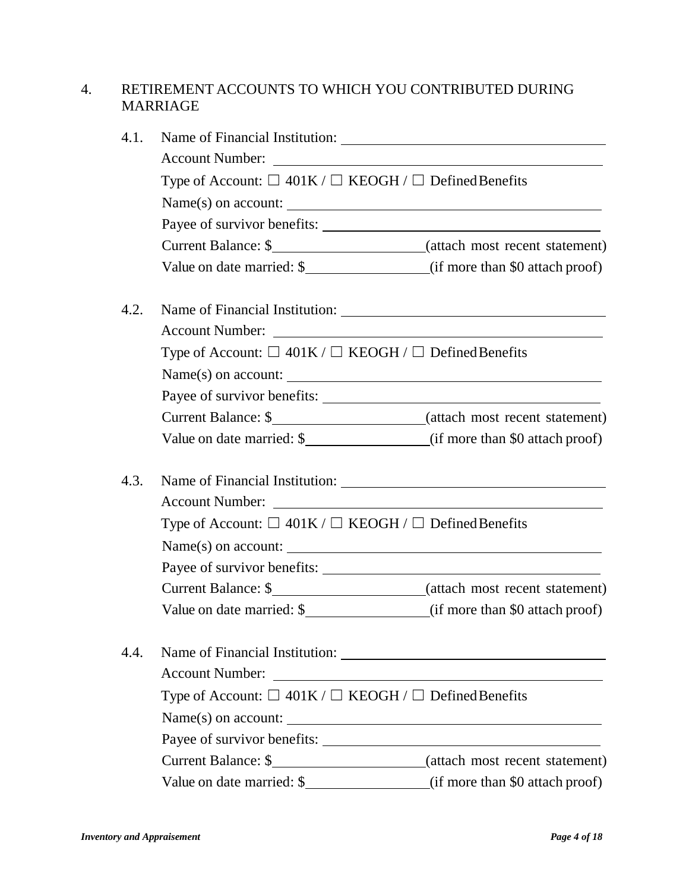## 4. RETIREMENT ACCOUNTS TO WHICH YOU CONTRIBUTED DURING MARRIAGE

4.1. Name of Financial Institution: \_\_\_\_\_\_\_\_\_\_\_\_\_\_\_\_\_\_\_\_\_\_\_\_\_\_\_\_\_\_

Account Number: \_\_\_\_\_\_\_\_\_\_\_\_\_\_\_\_\_\_\_\_\_\_\_\_\_\_\_\_\_\_

Type of Account: ☐ 401K / ☐ KEOGH / ☐ Defined Benefits

Name(s) on account: \_\_\_\_\_\_\_\_\_\_\_\_\_\_\_\_\_\_\_\_\_\_\_\_\_\_\_\_\_\_

Payee of survivor benefits: \_\_\_\_\_\_\_\_\_\_\_\_\_\_\_\_\_\_\_\_\_\_\_\_\_\_\_\_\_\_

Current Balance: $\_\_\_\_\_\_\_\_\_\_\_\_\_\_\_\_\_\_\_\_ (attach most recent statement)

Value on date married: $\_\_\_\_\_\_\_\_\_\_\_\_\_\_\_\_ (if more than $0 attach proof)

4.2. Name of Financial Institution: \_\_\_\_\_\_\_\_\_\_\_\_\_\_\_\_\_\_\_\_\_\_\_\_\_\_\_\_\_\_

Account Number: \_\_\_\_\_\_\_\_\_\_\_\_\_\_\_\_\_\_\_\_\_\_\_\_\_\_\_\_\_\_

Type of Account: ☐ 401K / ☐ KEOGH / ☐ Defined Benefits

Name(s) on account: \_\_\_\_\_\_\_\_\_\_\_\_\_\_\_\_\_\_\_\_\_\_\_\_\_\_\_\_\_\_

Payee of survivor benefits: \_\_\_\_\_\_\_\_\_\_\_\_\_\_\_\_\_\_\_\_\_\_\_\_\_\_\_\_\_\_

Current Balance: $\_\_\_\_\_\_\_\_\_\_\_\_\_\_\_\_\_\_\_\_ (attach most recent statement)

Value on date married: $\_\_\_\_\_\_\_\_\_\_\_\_\_\_\_\_ (if more than $0 attach proof)

4.3. Name of Financial Institution: \_\_\_\_\_\_\_\_\_\_\_\_\_\_\_\_\_\_\_\_\_\_\_\_\_\_\_\_\_\_

Account Number: \_\_\_\_\_\_\_\_\_\_\_\_\_\_\_\_\_\_\_\_\_\_\_\_\_\_\_\_\_\_

Type of Account: ☐ 401K / ☐ KEOGH / ☐ Defined Benefits

Name(s) on account: \_\_\_\_\_\_\_\_\_\_\_\_\_\_\_\_\_\_\_\_\_\_\_\_\_\_\_\_\_\_

Payee of survivor benefits: \_\_\_\_\_\_\_\_\_\_\_\_\_\_\_\_\_\_\_\_\_\_\_\_\_\_\_\_\_\_

Current Balance: $\_\_\_\_\_\_\_\_\_\_\_\_\_\_\_\_\_\_\_\_ (attach most recent statement)

Value on date married: $\_\_\_\_\_\_\_\_\_\_\_\_\_\_\_\_ (if more than $0 attach proof)

4.4. Name of Financial Institution: \_\_\_\_\_\_\_\_\_\_\_\_\_\_\_\_\_\_\_\_\_\_\_\_\_\_\_\_\_\_

Account Number: \_\_\_\_\_\_\_\_\_\_\_\_\_\_\_\_\_\_\_\_\_\_\_\_\_\_\_\_\_\_

Type of Account: ☐ 401K / ☐ KEOGH / ☐ Defined Benefits

Name(s) on account: \_\_\_\_\_\_\_\_\_\_\_\_\_\_\_\_\_\_\_\_\_\_\_\_\_\_\_\_\_\_

Payee of survivor benefits: \_\_\_\_\_\_\_\_\_\_\_\_\_\_\_\_\_\_\_\_\_\_\_\_\_\_\_\_\_\_

Current Balance: $\_\_\_\_\_\_\_\_\_\_\_\_\_\_\_\_\_\_\_\_ (attach most recent statement)

Value on date married: $\_\_\_\_\_\_\_\_\_\_\_\_\_\_\_\_ (if more than $0 attach proof)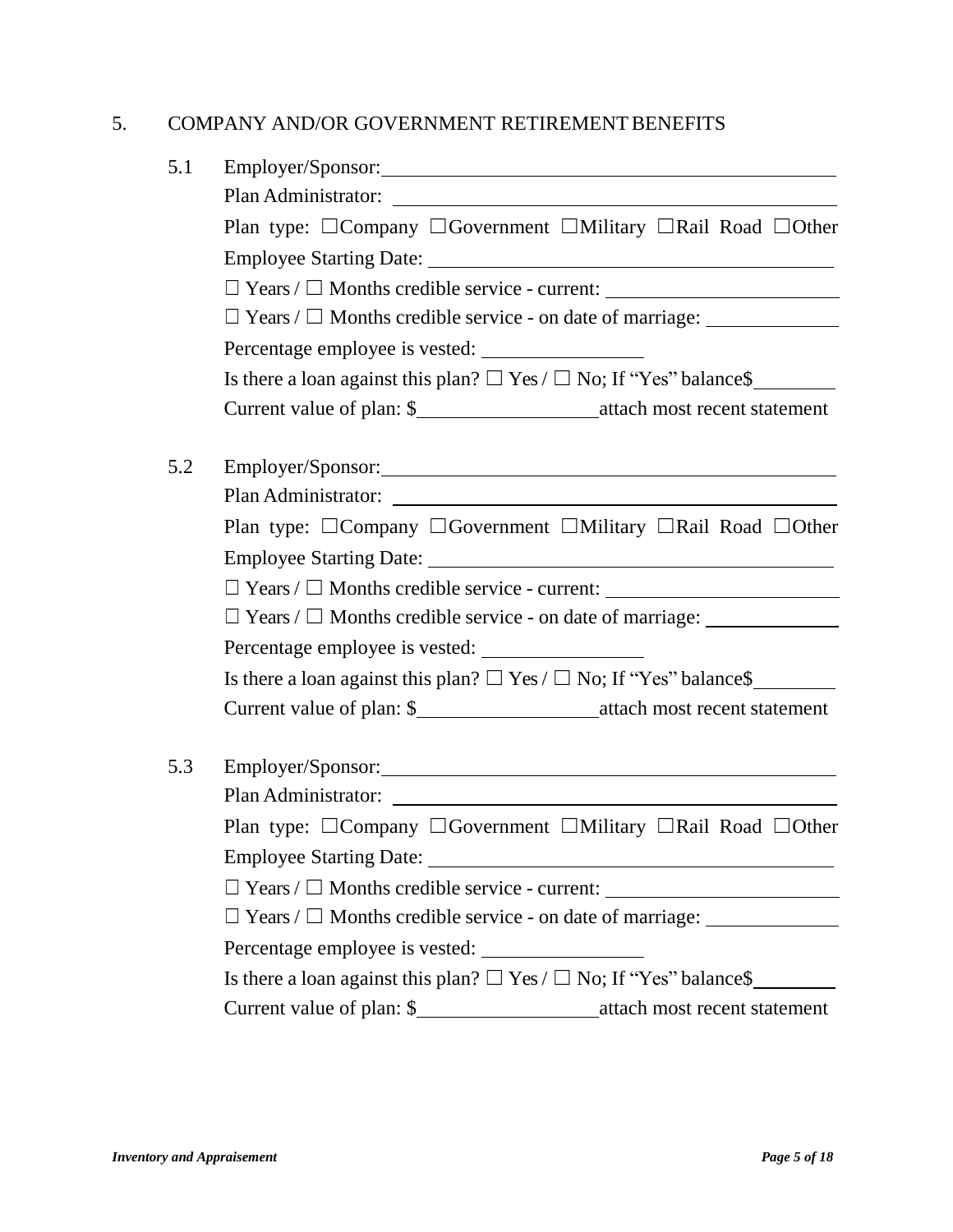## 5. COMPANY AND/OR GOVERNMENT RETIREMENT BENEFITS

5.1 Employer/Sponsor: ____________________

Plan Administrator: ____________________

Plan type: ☐Company ☐Government ☐Military ☐Rail Road ☐Other

Employee Starting Date: ____________________

☐ Years / ☐ Months credible service - current: ____________________

☐ Years / ☐ Months credible service - on date of marriage: ____________________

Percentage employee is vested: ____________________

Is there a loan against this plan? ☐ Yes / ☐ No; If "Yes" balance$ __________

Current value of plan: $ ____________________ attach most recent statement

5.2 Employer/Sponsor: ____________________

Plan Administrator: ____________________

Plan type: ☐Company ☐Government ☐Military ☐Rail Road ☐Other

Employee Starting Date: ____________________

☐ Years / ☐ Months credible service - current: ____________________

☐ Years / ☐ Months credible service - on date of marriage: ____________________

Percentage employee is vested: ____________________

Is there a loan against this plan? ☐ Yes / ☐ No; If "Yes" balance$ __________

Current value of plan: $ ____________________ attach most recent statement

5.3 Employer/Sponsor: ____________________

Plan Administrator: ____________________

Plan type: ☐Company ☐Government ☐Military ☐Rail Road ☐Other

Employee Starting Date: ____________________

☐ Years / ☐ Months credible service - current: ____________________

☐ Years / ☐ Months credible service - on date of marriage: ____________________

Percentage employee is vested: ____________________

Is there a loan against this plan? ☐ Yes / ☐ No; If "Yes" balance$ __________

Current value of plan: $ ____________________ attach most recent statement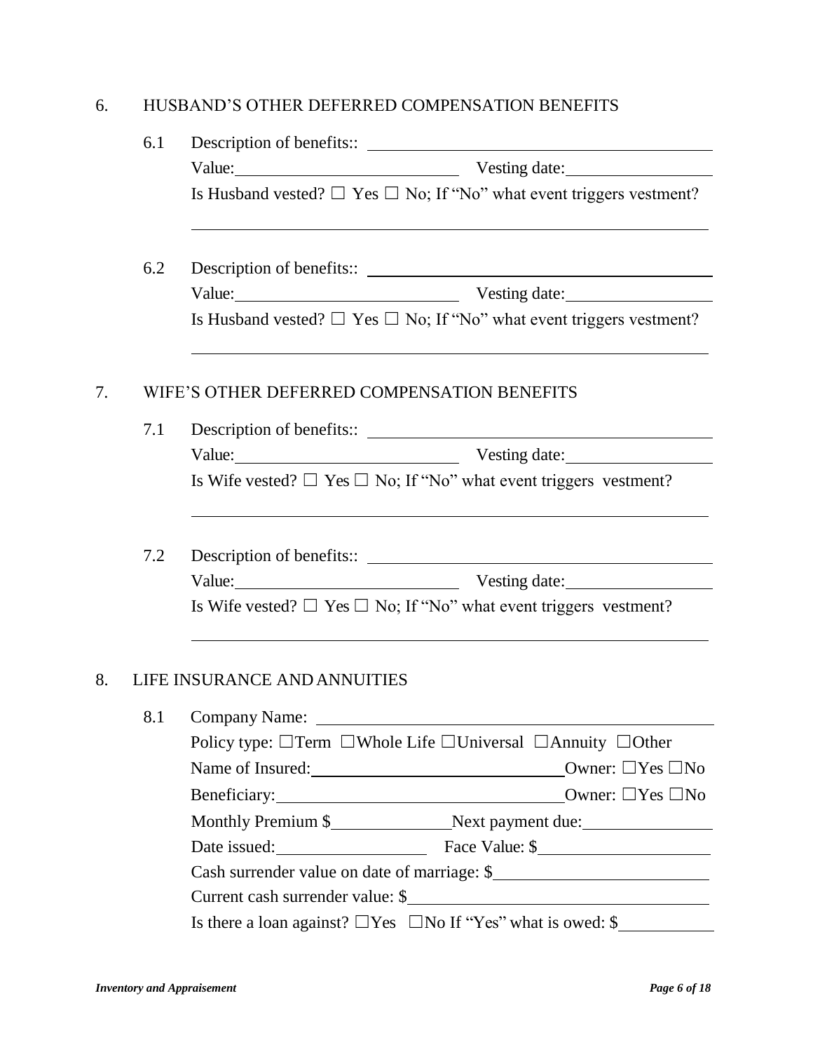## 6. HUSBAND'S OTHER DEFERRED COMPENSATION BENEFITS

6.1 Description of benefits:: \_\_\_\_\_\_\_\_\_\_\_\_\_\_\_\_\_\_\_\_\_\_\_\_\_\_\_\_\_\_\_\_

Value: \_\_\_\_\_\_\_\_\_\_\_\_\_\_\_\_\_\_\_\_ Vesting date: \_\_\_\_\_\_\_\_\_\_\_\_\_\_

Is Husband vested? ☐ Yes ☐ No; If "No" what event triggers vestment?

\_\_\_\_\_\_\_\_\_\_\_\_\_\_\_\_\_\_\_\_\_\_\_\_\_\_\_\_\_\_\_\_\_\_\_\_\_\_\_\_\_\_\_\_\_\_\_\_

6.2 Description of benefits:: \_\_\_\_\_\_\_\_\_\_\_\_\_\_\_\_\_\_\_\_\_\_\_\_\_\_\_\_\_\_\_\_

Value: \_\_\_\_\_\_\_\_\_\_\_\_\_\_\_\_\_\_\_\_ Vesting date: \_\_\_\_\_\_\_\_\_\_\_\_\_\_

Is Husband vested? ☐ Yes ☐ No; If "No" what event triggers vestment?

\_\_\_\_\_\_\_\_\_\_\_\_\_\_\_\_\_\_\_\_\_\_\_\_\_\_\_\_\_\_\_\_\_\_\_\_\_\_\_\_\_\_\_\_\_\_\_\_

## 7. WIFE'S OTHER DEFERRED COMPENSATION BENEFITS

7.1 Description of benefits:: \_\_\_\_\_\_\_\_\_\_\_\_\_\_\_\_\_\_\_\_\_\_\_\_\_\_\_\_\_\_\_\_

Value: \_\_\_\_\_\_\_\_\_\_\_\_\_\_\_\_\_\_\_\_ Vesting date: \_\_\_\_\_\_\_\_\_\_\_\_\_\_

Is Wife vested? ☐ Yes ☐ No; If "No" what event triggers vestment?

\_\_\_\_\_\_\_\_\_\_\_\_\_\_\_\_\_\_\_\_\_\_\_\_\_\_\_\_\_\_\_\_\_\_\_\_\_\_\_\_\_\_\_\_\_\_\_\_

7.2 Description of benefits:: \_\_\_\_\_\_\_\_\_\_\_\_\_\_\_\_\_\_\_\_\_\_\_\_\_\_\_\_\_\_\_\_

Value: \_\_\_\_\_\_\_\_\_\_\_\_\_\_\_\_\_\_\_\_ Vesting date: \_\_\_\_\_\_\_\_\_\_\_\_\_\_

Is Wife vested? ☐ Yes ☐ No; If "No" what event triggers vestment?

\_\_\_\_\_\_\_\_\_\_\_\_\_\_\_\_\_\_\_\_\_\_\_\_\_\_\_\_\_\_\_\_\_\_\_\_\_\_\_\_\_\_\_\_\_\_\_\_

## 8. LIFE INSURANCE AND ANNUITIES

8.1 Company Name: \_\_\_\_\_\_\_\_\_\_\_\_\_\_\_\_\_\_\_\_\_\_\_\_\_\_\_\_\_\_\_\_\_\_\_\_

Policy type: ☐Term ☐Whole Life ☐Universal ☐Annuity ☐Other

Name of Insured: \_\_\_\_\_\_\_\_\_\_\_\_\_\_\_\_\_\_\_\_\_\_\_\_ Owner: ☐Yes ☐No

Beneficiary: \_\_\_\_\_\_\_\_\_\_\_\_\_\_\_\_\_\_\_\_\_\_\_\_\_\_\_ Owner: ☐Yes ☐No

Monthly Premium $\_\_\_\_\_\_\_\_\_\_\_\_ Next payment due: \_\_\_\_\_\_\_\_\_\_\_\_

Date issued: \_\_\_\_\_\_\_\_\_\_\_\_\_\_ Face Value: $\_\_\_\_\_\_\_\_\_\_\_\_\_\_\_\_

Cash surrender value on date of marriage: $\_\_\_\_\_\_\_\_\_\_\_\_\_\_\_\_\_\_\_\_

Current cash surrender value: $\_\_\_\_\_\_\_\_\_\_\_\_\_\_\_\_\_\_\_\_\_\_\_\_\_\_\_\_

Is there a loan against? ☐Yes ☐No If "Yes" what is owed: $\_\_\_\_\_\_\_\_\_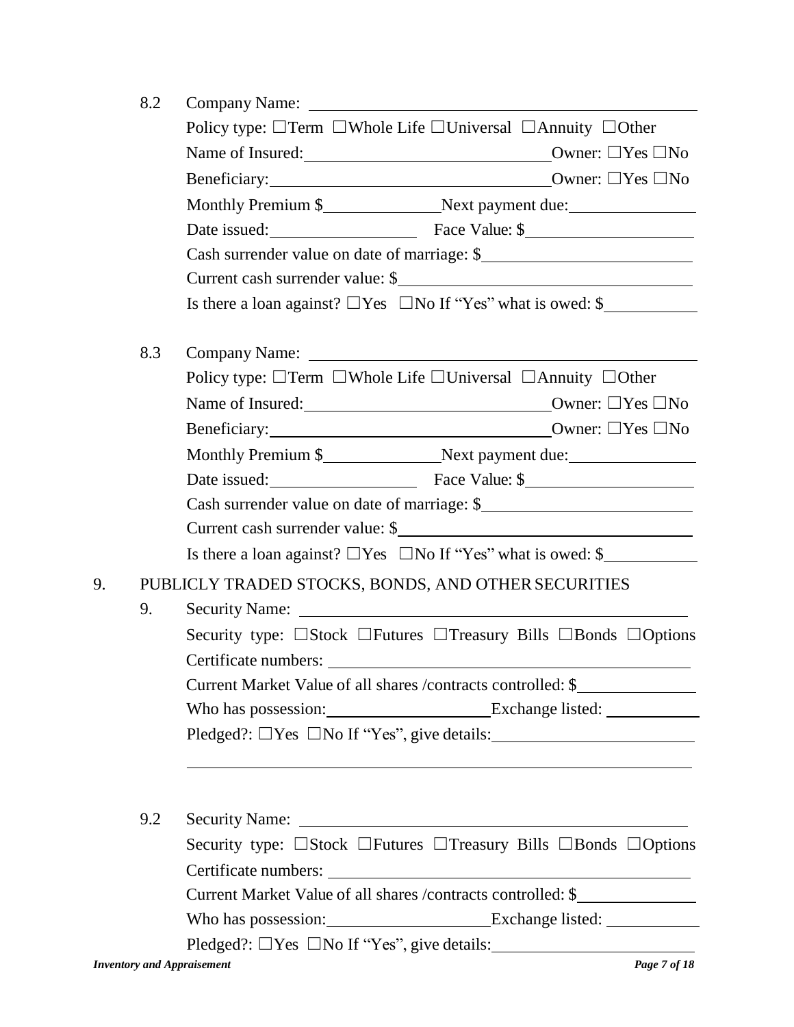8.2 Company Name: \_\_\_\_\_\_\_\_\_\_\_\_\_\_\_\_\_\_\_\_\_\_\_\_\_\_\_\_\_\_\_\_\_\_\_\_\_\_\_\_

Policy type: ☐Term ☐Whole Life ☐Universal ☐Annuity ☐Other

Name of Insured: \_\_\_\_\_\_\_\_\_\_\_\_\_\_\_\_\_\_\_\_\_\_\_\_\_\_ Owner: ☐Yes ☐No

Beneficiary: \_\_\_\_\_\_\_\_\_\_\_\_\_\_\_\_\_\_\_\_\_\_\_\_\_\_\_\_\_\_ Owner: ☐Yes ☐No

Monthly Premium $\_\_\_\_\_\_\_\_\_\_\_\_\_ Next payment due: \_\_\_\_\_\_\_\_\_\_\_\_\_\_

Date issued: \_\_\_\_\_\_\_\_\_\_\_\_\_\_\_\_ Face Value: $\_\_\_\_\_\_\_\_\_\_\_\_\_\_\_\_\_\_

Cash surrender value on date of marriage: $\_\_\_\_\_\_\_\_\_\_\_\_\_\_\_\_\_\_\_\_\_\_

Current cash surrender value: $\_\_\_\_\_\_\_\_\_\_\_\_\_\_\_\_\_\_\_\_\_\_\_\_\_\_\_\_\_\_\_

Is there a loan against? ☐Yes ☐No If "Yes" what is owed: $\_\_\_\_\_\_\_\_\_\_

8.3 Company Name: \_\_\_\_\_\_\_\_\_\_\_\_\_\_\_\_\_\_\_\_\_\_\_\_\_\_\_\_\_\_\_\_\_\_\_\_\_\_\_\_

Policy type: ☐Term ☐Whole Life ☐Universal ☐Annuity ☐Other

Name of Insured: \_\_\_\_\_\_\_\_\_\_\_\_\_\_\_\_\_\_\_\_\_\_\_\_\_\_ Owner: ☐Yes ☐No

Beneficiary: \_\_\_\_\_\_\_\_\_\_\_\_\_\_\_\_\_\_\_\_\_\_\_\_\_\_\_\_\_\_ Owner: ☐Yes ☐No

Monthly Premium $\_\_\_\_\_\_\_\_\_\_\_\_\_ Next payment due: \_\_\_\_\_\_\_\_\_\_\_\_\_\_

Date issued: \_\_\_\_\_\_\_\_\_\_\_\_\_\_\_\_ Face Value: $\_\_\_\_\_\_\_\_\_\_\_\_\_\_\_\_\_\_

Cash surrender value on date of marriage: $\_\_\_\_\_\_\_\_\_\_\_\_\_\_\_\_\_\_\_\_\_\_

Current cash surrender value: $\_\_\_\_\_\_\_\_\_\_\_\_\_\_\_\_\_\_\_\_\_\_\_\_\_\_\_\_\_\_\_

Is there a loan against? ☐Yes ☐No If "Yes" what is owed: $\_\_\_\_\_\_\_\_\_\_

## 9. PUBLICLY TRADED STOCKS, BONDS, AND OTHER SECURITIES

9. Security Name: \_\_\_\_\_\_\_\_\_\_\_\_\_\_\_\_\_\_\_\_\_\_\_\_\_\_\_\_\_\_\_\_\_\_\_\_\_\_\_\_\_\_

Security type: ☐Stock ☐Futures ☐Treasury Bills ☐Bonds ☐Options

Certificate numbers: \_\_\_\_\_\_\_\_\_\_\_\_\_\_\_\_\_\_\_\_\_\_\_\_\_\_\_\_\_\_\_\_\_\_\_\_\_\_\_

Current Market Value of all shares /contracts controlled: $\_\_\_\_\_\_\_\_\_\_\_\_\_

Who has possession: \_\_\_\_\_\_\_\_\_\_\_\_\_\_\_\_\_\_ Exchange listed: \_\_\_\_\_\_\_\_\_\_

Pledged?: ☐Yes ☐No If "Yes", give details: \_\_\_\_\_\_\_\_\_\_\_\_\_\_\_\_\_\_\_\_\_\_

\_\_\_\_\_\_\_\_\_\_\_\_\_\_\_\_\_\_\_\_\_\_\_\_\_\_\_\_\_\_\_\_\_\_\_\_\_\_\_\_\_\_\_\_\_\_\_\_\_\_\_\_\_\_\_\_\_\_\_\_

9.2 Security Name: \_\_\_\_\_\_\_\_\_\_\_\_\_\_\_\_\_\_\_\_\_\_\_\_\_\_\_\_\_\_\_\_\_\_\_\_\_\_\_\_\_\_

Security type: ☐Stock ☐Futures ☐Treasury Bills ☐Bonds ☐Options

Certificate numbers: \_\_\_\_\_\_\_\_\_\_\_\_\_\_\_\_\_\_\_\_\_\_\_\_\_\_\_\_\_\_\_\_\_\_\_\_\_\_\_

Current Market Value of all shares /contracts controlled: $\_\_\_\_\_\_\_\_\_\_\_\_\_

Who has possession: \_\_\_\_\_\_\_\_\_\_\_\_\_\_\_\_\_\_ Exchange listed: \_\_\_\_\_\_\_\_\_\_

Pledged?: ☐Yes ☐No If "Yes", give details: \_\_\_\_\_\_\_\_\_\_\_\_\_\_\_\_\_\_\_\_\_\_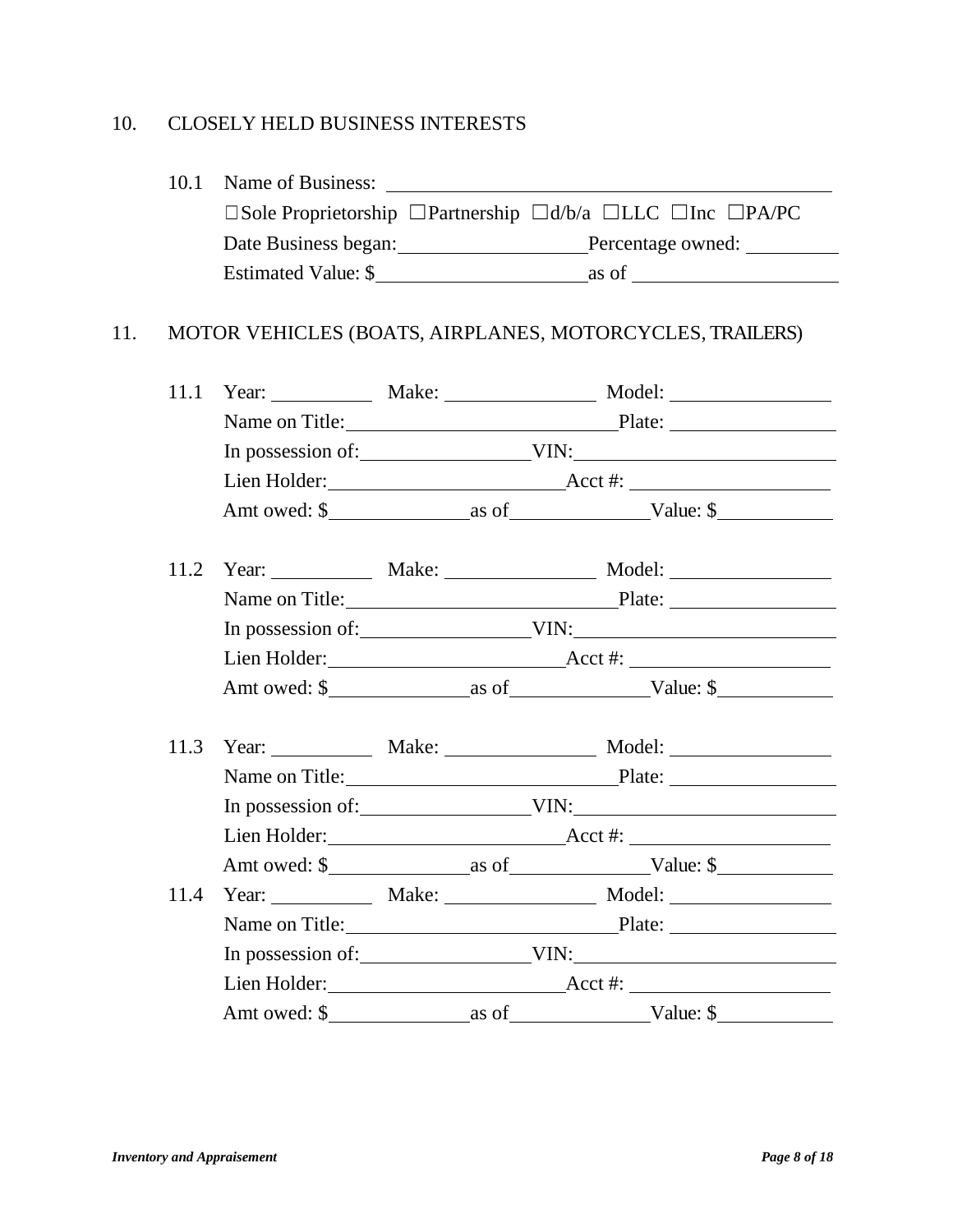## 10. CLOSELY HELD BUSINESS INTERESTS

10.1 Name of Business: ______________________________________________

☐Sole Proprietorship ☐Partnership ☐d/b/a ☐LLC ☐Inc ☐PA/PC

Date Business began: ____________________ Percentage owned: __________

Estimated Value: $ ______________________ as of ______________________

## 11. MOTOR VEHICLES (BOATS, AIRPLANES, MOTORCYCLES, TRAILERS)

11.1 Year: __________ Make: ________________ Model: ________________

Name on Title: ____________________________ Plate: ________________

In possession of: __________________ VIN: ___________________________

Lien Holder: __________________________ Acct #: _____________________

Amt owed: $ ________________ as of ______________ Value: $ ____________

11.2 Year: __________ Make: ________________ Model: ________________

Name on Title: ____________________________ Plate: ________________

In possession of: __________________ VIN: ___________________________

Lien Holder: __________________________ Acct #: _____________________

Amt owed: $ ________________ as of ______________ Value: $ ____________

11.3 Year: __________ Make: ________________ Model: ________________

Name on Title: ____________________________ Plate: ________________

In possession of: __________________ VIN: ___________________________

Lien Holder: __________________________ Acct #: _____________________

Amt owed: $ ________________ as of ______________ Value: $ ____________

11.4 Year: __________ Make: ________________ Model: ________________

Name on Title: ____________________________ Plate: ________________

In possession of: __________________ VIN: ___________________________

Lien Holder: __________________________ Acct #: _____________________

Amt owed: $ ________________ as of ______________ Value: $ ____________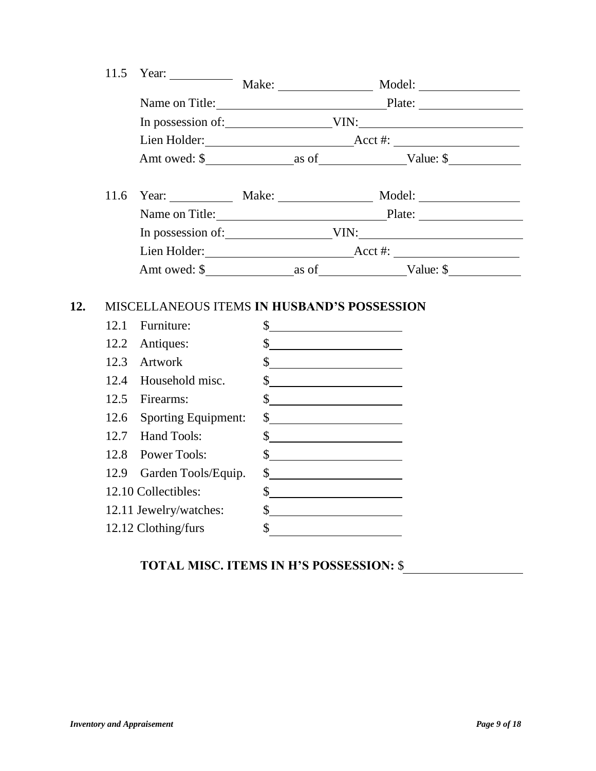11.5 Year: __________ Make: ________________ Model: ________________

Name on Title: ____________________________ Plate: ________________

In possession of: __________________ VIN: ___________________________

Lien Holder: _________________________ Acct #: ____________________

Amt owed: $ ______________ as of ______________ Value: $ ____________

11.6 Year: __________ Make: ________________ Model: ________________

Name on Title: ____________________________ Plate: ________________

In possession of: __________________ VIN: ___________________________

Lien Holder: _________________________ Acct #: ____________________

Amt owed: $ ______________ as of ______________ Value: $ ____________

**12.** MISCELLANEOUS ITEMS **IN HUSBAND'S POSSESSION**

12.1 Furniture: $ ____________________

12.2 Antiques: $ ____________________

12.3 Artwork $ ____________________

12.4 Household misc. $ ____________________

12.5 Firearms: $ ____________________

12.6 Sporting Equipment: $ ____________________

12.7 Hand Tools: $ ____________________

12.8 Power Tools: $ ____________________

12.9 Garden Tools/Equip. $ ____________________

12.10 Collectibles: $ ____________________

12.11 Jewelry/watches: $ ____________________

12.12 Clothing/furs $ ____________________

**TOTAL MISC. ITEMS IN H'S POSSESSION:** $ ____________________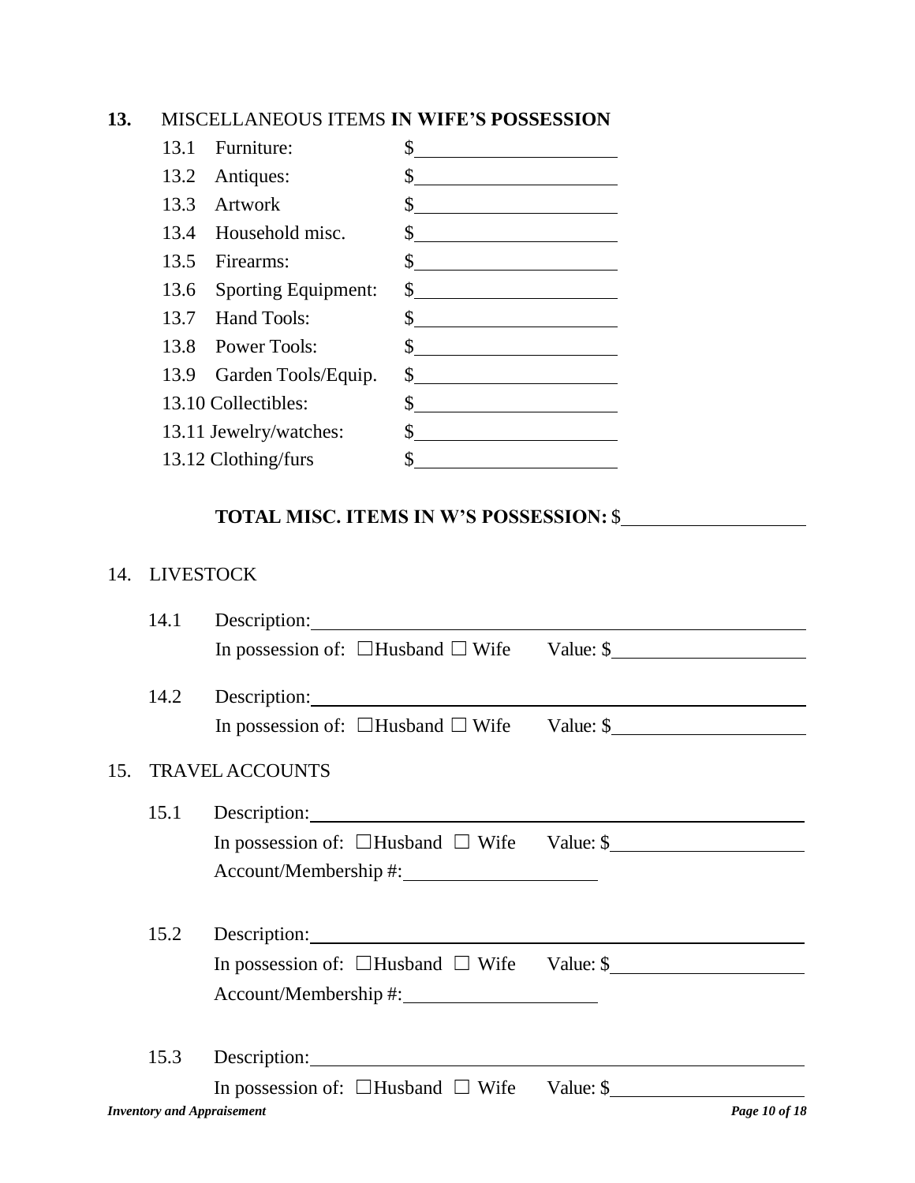**13.** MISCELLANEOUS ITEMS **IN WIFE'S POSSESSION**

13.1 Furniture: $\_\_\_\_\_\_\_\_\_\_\_\_\_\_\_\_\_\_\_\_

13.2 Antiques: $\_\_\_\_\_\_\_\_\_\_\_\_\_\_\_\_\_\_\_\_

13.3 Artwork $\_\_\_\_\_\_\_\_\_\_\_\_\_\_\_\_\_\_\_\_

13.4 Household misc. $\_\_\_\_\_\_\_\_\_\_\_\_\_\_\_\_\_\_\_\_

13.5 Firearms: $\_\_\_\_\_\_\_\_\_\_\_\_\_\_\_\_\_\_\_\_

13.6 Sporting Equipment: $\_\_\_\_\_\_\_\_\_\_\_\_\_\_\_\_\_\_\_\_

13.7 Hand Tools: $\_\_\_\_\_\_\_\_\_\_\_\_\_\_\_\_\_\_\_\_

13.8 Power Tools: $\_\_\_\_\_\_\_\_\_\_\_\_\_\_\_\_\_\_\_\_

13.9 Garden Tools/Equip. $\_\_\_\_\_\_\_\_\_\_\_\_\_\_\_\_\_\_\_\_

13.10 Collectibles: $\_\_\_\_\_\_\_\_\_\_\_\_\_\_\_\_\_\_\_\_

13.11 Jewelry/watches: $\_\_\_\_\_\_\_\_\_\_\_\_\_\_\_\_\_\_\_\_

13.12 Clothing/furs $\_\_\_\_\_\_\_\_\_\_\_\_\_\_\_\_\_\_\_\_

**TOTAL MISC. ITEMS IN W'S POSSESSION:** $\_\_\_\_\_\_\_\_\_\_\_\_\_\_\_\_\_\_\_\_

14. LIVESTOCK

14.1 Description:\_\_\_\_\_\_\_\_\_\_\_\_\_\_\_\_\_\_\_\_\_\_\_\_\_\_\_\_\_\_\_\_\_\_\_\_\_\_\_\_

In possession of: ☐Husband ☐ Wife Value: $\_\_\_\_\_\_\_\_\_\_\_\_\_\_\_\_\_\_\_\_

14.2 Description:\_\_\_\_\_\_\_\_\_\_\_\_\_\_\_\_\_\_\_\_\_\_\_\_\_\_\_\_\_\_\_\_\_\_\_\_\_\_\_\_

In possession of: ☐Husband ☐ Wife Value: $\_\_\_\_\_\_\_\_\_\_\_\_\_\_\_\_\_\_\_\_

15. TRAVEL ACCOUNTS

15.1 Description:\_\_\_\_\_\_\_\_\_\_\_\_\_\_\_\_\_\_\_\_\_\_\_\_\_\_\_\_\_\_\_\_\_\_\_\_\_\_\_\_

In possession of: ☐Husband ☐ Wife Value: $\_\_\_\_\_\_\_\_\_\_\_\_\_\_\_\_\_\_\_\_

Account/Membership #:\_\_\_\_\_\_\_\_\_\_\_\_\_\_\_\_\_\_\_\_

15.2 Description:\_\_\_\_\_\_\_\_\_\_\_\_\_\_\_\_\_\_\_\_\_\_\_\_\_\_\_\_\_\_\_\_\_\_\_\_\_\_\_\_

In possession of: ☐Husband ☐ Wife Value: $\_\_\_\_\_\_\_\_\_\_\_\_\_\_\_\_\_\_\_\_

Account/Membership #:\_\_\_\_\_\_\_\_\_\_\_\_\_\_\_\_\_\_\_\_

15.3 Description:\_\_\_\_\_\_\_\_\_\_\_\_\_\_\_\_\_\_\_\_\_\_\_\_\_\_\_\_\_\_\_\_\_\_\_\_\_\_\_\_

In possession of: ☐Husband ☐ Wife Value: $\_\_\_\_\_\_\_\_\_\_\_\_\_\_\_\_\_\_\_\_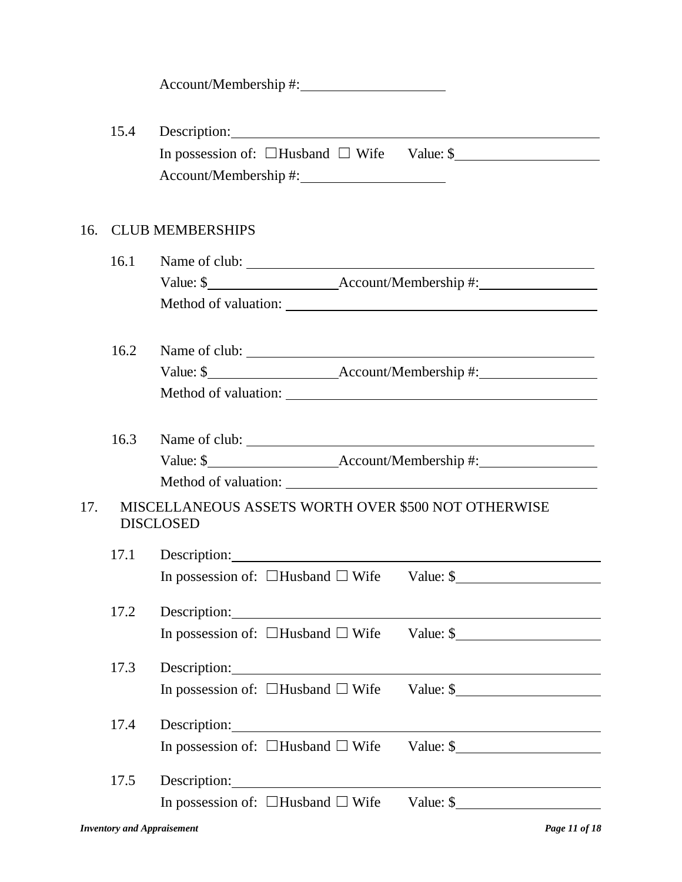Account/Membership #: ____________________

15.4 Description: ____________________________________________

In possession of: ☐Husband ☐ Wife Value: $____________________

Account/Membership #: ____________________

16. CLUB MEMBERSHIPS

16.1 Name of club: ____________________________________________

Value: $__________________ Account/Membership #: ________________

Method of valuation: ______________________________________

16.2 Name of club: ____________________________________________

Value: $__________________ Account/Membership #: ________________

Method of valuation: ______________________________________

16.3 Name of club: ____________________________________________

Value: $__________________ Account/Membership #: ________________

Method of valuation: ______________________________________

17. MISCELLANEOUS ASSETS WORTH OVER $500 NOT OTHERWISE DISCLOSED

17.1 Description: ____________________________________________

In possession of: ☐Husband ☐ Wife Value: $____________________

17.2 Description: ____________________________________________

In possession of: ☐Husband ☐ Wife Value: $____________________

17.3 Description: ____________________________________________

In possession of: ☐Husband ☐ Wife Value: $____________________

17.4 Description: ____________________________________________

In possession of: ☐Husband ☐ Wife Value: $____________________

17.5 Description: ____________________________________________

In possession of: ☐Husband ☐ Wife Value: $____________________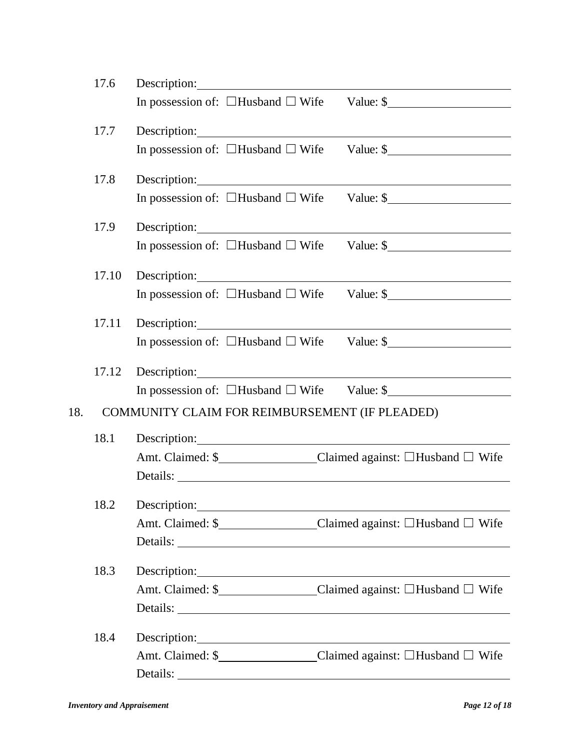17.6 Description: \_\_\_\_\_\_\_\_\_\_\_\_\_\_\_\_\_\_\_\_\_\_\_\_\_\_\_\_\_\_\_\_\_\_\_\_\_\_\_\_

In possession of: ☐Husband ☐ Wife Value: $\_\_\_\_\_\_\_\_\_\_\_\_\_\_\_\_\_\_\_\_

17.7 Description: \_\_\_\_\_\_\_\_\_\_\_\_\_\_\_\_\_\_\_\_\_\_\_\_\_\_\_\_\_\_\_\_\_\_\_\_\_\_\_\_

In possession of: ☐Husband ☐ Wife Value: $\_\_\_\_\_\_\_\_\_\_\_\_\_\_\_\_\_\_\_\_

17.8 Description: \_\_\_\_\_\_\_\_\_\_\_\_\_\_\_\_\_\_\_\_\_\_\_\_\_\_\_\_\_\_\_\_\_\_\_\_\_\_\_\_

In possession of: ☐Husband ☐ Wife Value: $\_\_\_\_\_\_\_\_\_\_\_\_\_\_\_\_\_\_\_\_

17.9 Description: \_\_\_\_\_\_\_\_\_\_\_\_\_\_\_\_\_\_\_\_\_\_\_\_\_\_\_\_\_\_\_\_\_\_\_\_\_\_\_\_

In possession of: ☐Husband ☐ Wife Value: $\_\_\_\_\_\_\_\_\_\_\_\_\_\_\_\_\_\_\_\_

17.10 Description: \_\_\_\_\_\_\_\_\_\_\_\_\_\_\_\_\_\_\_\_\_\_\_\_\_\_\_\_\_\_\_\_\_\_\_\_\_\_\_\_

In possession of: ☐Husband ☐ Wife Value: $\_\_\_\_\_\_\_\_\_\_\_\_\_\_\_\_\_\_\_\_

17.11 Description: \_\_\_\_\_\_\_\_\_\_\_\_\_\_\_\_\_\_\_\_\_\_\_\_\_\_\_\_\_\_\_\_\_\_\_\_\_\_\_\_

In possession of: ☐Husband ☐ Wife Value: $\_\_\_\_\_\_\_\_\_\_\_\_\_\_\_\_\_\_\_\_

17.12 Description: \_\_\_\_\_\_\_\_\_\_\_\_\_\_\_\_\_\_\_\_\_\_\_\_\_\_\_\_\_\_\_\_\_\_\_\_\_\_\_\_

In possession of: ☐Husband ☐ Wife Value: $\_\_\_\_\_\_\_\_\_\_\_\_\_\_\_\_\_\_\_\_

## 18. COMMUNITY CLAIM FOR REIMBURSEMENT (IF PLEADED)

18.1 Description: \_\_\_\_\_\_\_\_\_\_\_\_\_\_\_\_\_\_\_\_\_\_\_\_\_\_\_\_\_\_\_\_\_\_\_\_\_\_\_\_

Amt. Claimed: $\_\_\_\_\_\_\_\_\_\_\_\_\_\_\_\_ Claimed against: ☐Husband ☐ Wife

Details: \_\_\_\_\_\_\_\_\_\_\_\_\_\_\_\_\_\_\_\_\_\_\_\_\_\_\_\_\_\_\_\_\_\_\_\_\_\_\_\_\_\_\_\_

18.2 Description: \_\_\_\_\_\_\_\_\_\_\_\_\_\_\_\_\_\_\_\_\_\_\_\_\_\_\_\_\_\_\_\_\_\_\_\_\_\_\_\_

Amt. Claimed: $\_\_\_\_\_\_\_\_\_\_\_\_\_\_\_\_ Claimed against: ☐Husband ☐ Wife

Details: \_\_\_\_\_\_\_\_\_\_\_\_\_\_\_\_\_\_\_\_\_\_\_\_\_\_\_\_\_\_\_\_\_\_\_\_\_\_\_\_\_\_\_\_

18.3 Description: \_\_\_\_\_\_\_\_\_\_\_\_\_\_\_\_\_\_\_\_\_\_\_\_\_\_\_\_\_\_\_\_\_\_\_\_\_\_\_\_

Amt. Claimed: $\_\_\_\_\_\_\_\_\_\_\_\_\_\_\_\_ Claimed against: ☐Husband ☐ Wife

Details: \_\_\_\_\_\_\_\_\_\_\_\_\_\_\_\_\_\_\_\_\_\_\_\_\_\_\_\_\_\_\_\_\_\_\_\_\_\_\_\_\_\_\_\_

18.4 Description: \_\_\_\_\_\_\_\_\_\_\_\_\_\_\_\_\_\_\_\_\_\_\_\_\_\_\_\_\_\_\_\_\_\_\_\_\_\_\_\_

Amt. Claimed: $\_\_\_\_\_\_\_\_\_\_\_\_\_\_\_\_ Claimed against: ☐Husband ☐ Wife

Details: \_\_\_\_\_\_\_\_\_\_\_\_\_\_\_\_\_\_\_\_\_\_\_\_\_\_\_\_\_\_\_\_\_\_\_\_\_\_\_\_\_\_\_\_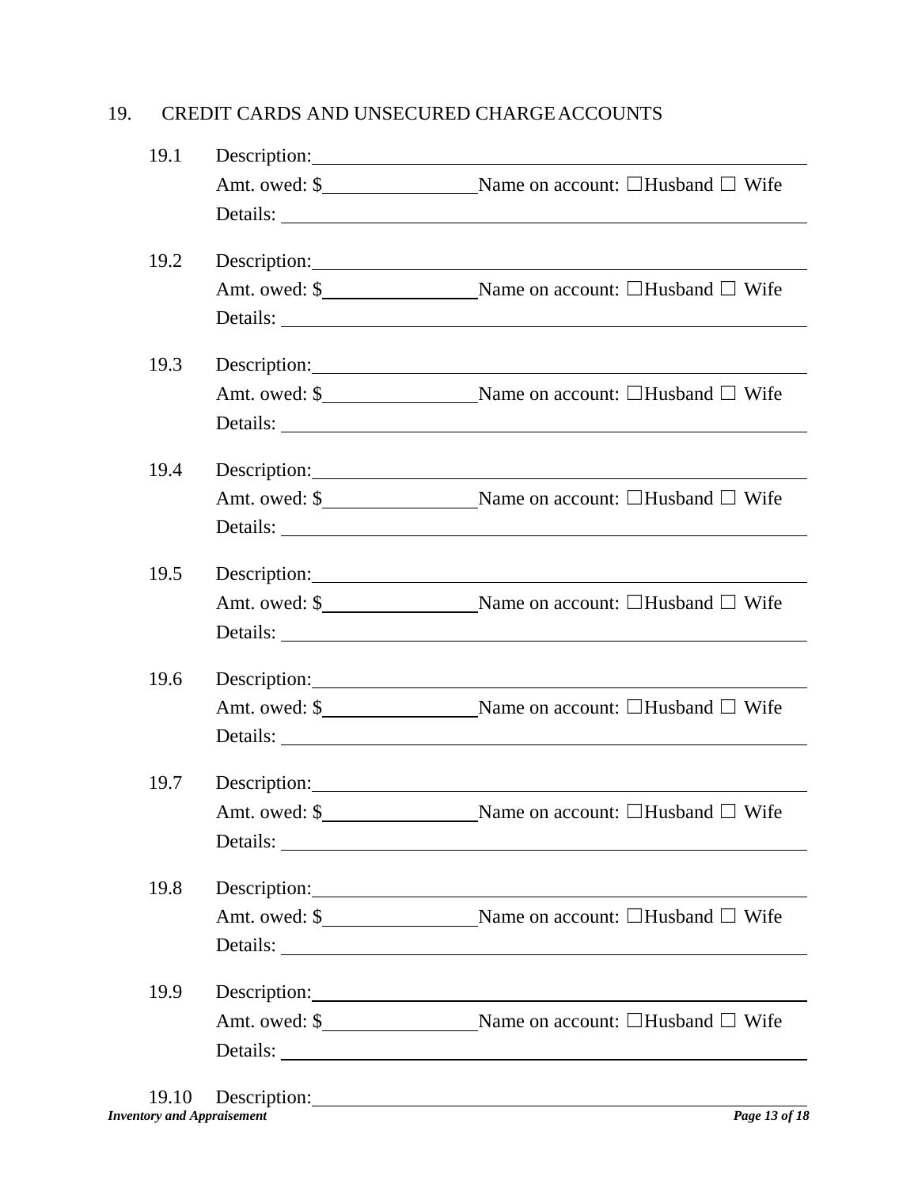19. CREDIT CARDS AND UNSECURED CHARGE ACCOUNTS

19.1 Description: \_\_\_\_\_\_\_\_\_\_\_\_\_\_\_\_\_\_\_\_\_\_\_\_\_\_\_\_\_\_\_\_\_\_\_\_\_\_\_\_

Amt. owed: $\_\_\_\_\_\_\_\_\_\_\_\_\_\_\_\_ Name on account: ☐Husband ☐ Wife

Details: \_\_\_\_\_\_\_\_\_\_\_\_\_\_\_\_\_\_\_\_\_\_\_\_\_\_\_\_\_\_\_\_\_\_\_\_\_\_\_\_\_\_\_\_

19.2 Description: \_\_\_\_\_\_\_\_\_\_\_\_\_\_\_\_\_\_\_\_\_\_\_\_\_\_\_\_\_\_\_\_\_\_\_\_\_\_\_\_

Amt. owed: $\_\_\_\_\_\_\_\_\_\_\_\_\_\_\_\_ Name on account: ☐Husband ☐ Wife

Details: \_\_\_\_\_\_\_\_\_\_\_\_\_\_\_\_\_\_\_\_\_\_\_\_\_\_\_\_\_\_\_\_\_\_\_\_\_\_\_\_\_\_\_\_

19.3 Description: \_\_\_\_\_\_\_\_\_\_\_\_\_\_\_\_\_\_\_\_\_\_\_\_\_\_\_\_\_\_\_\_\_\_\_\_\_\_\_\_

Amt. owed: $\_\_\_\_\_\_\_\_\_\_\_\_\_\_\_\_ Name on account: ☐Husband ☐ Wife

Details: \_\_\_\_\_\_\_\_\_\_\_\_\_\_\_\_\_\_\_\_\_\_\_\_\_\_\_\_\_\_\_\_\_\_\_\_\_\_\_\_\_\_\_\_

19.4 Description: \_\_\_\_\_\_\_\_\_\_\_\_\_\_\_\_\_\_\_\_\_\_\_\_\_\_\_\_\_\_\_\_\_\_\_\_\_\_\_\_

Amt. owed: $\_\_\_\_\_\_\_\_\_\_\_\_\_\_\_\_ Name on account: ☐Husband ☐ Wife

Details: \_\_\_\_\_\_\_\_\_\_\_\_\_\_\_\_\_\_\_\_\_\_\_\_\_\_\_\_\_\_\_\_\_\_\_\_\_\_\_\_\_\_\_\_

19.5 Description: \_\_\_\_\_\_\_\_\_\_\_\_\_\_\_\_\_\_\_\_\_\_\_\_\_\_\_\_\_\_\_\_\_\_\_\_\_\_\_\_

Amt. owed: $\_\_\_\_\_\_\_\_\_\_\_\_\_\_\_\_ Name on account: ☐Husband ☐ Wife

Details: \_\_\_\_\_\_\_\_\_\_\_\_\_\_\_\_\_\_\_\_\_\_\_\_\_\_\_\_\_\_\_\_\_\_\_\_\_\_\_\_\_\_\_\_

19.6 Description: \_\_\_\_\_\_\_\_\_\_\_\_\_\_\_\_\_\_\_\_\_\_\_\_\_\_\_\_\_\_\_\_\_\_\_\_\_\_\_\_

Amt. owed: $\_\_\_\_\_\_\_\_\_\_\_\_\_\_\_\_ Name on account: ☐Husband ☐ Wife

Details: \_\_\_\_\_\_\_\_\_\_\_\_\_\_\_\_\_\_\_\_\_\_\_\_\_\_\_\_\_\_\_\_\_\_\_\_\_\_\_\_\_\_\_\_

19.7 Description: \_\_\_\_\_\_\_\_\_\_\_\_\_\_\_\_\_\_\_\_\_\_\_\_\_\_\_\_\_\_\_\_\_\_\_\_\_\_\_\_

Amt. owed: $\_\_\_\_\_\_\_\_\_\_\_\_\_\_\_\_ Name on account: ☐Husband ☐ Wife

Details: \_\_\_\_\_\_\_\_\_\_\_\_\_\_\_\_\_\_\_\_\_\_\_\_\_\_\_\_\_\_\_\_\_\_\_\_\_\_\_\_\_\_\_\_

19.8 Description: \_\_\_\_\_\_\_\_\_\_\_\_\_\_\_\_\_\_\_\_\_\_\_\_\_\_\_\_\_\_\_\_\_\_\_\_\_\_\_\_

Amt. owed: $\_\_\_\_\_\_\_\_\_\_\_\_\_\_\_\_ Name on account: ☐Husband ☐ Wife

Details: \_\_\_\_\_\_\_\_\_\_\_\_\_\_\_\_\_\_\_\_\_\_\_\_\_\_\_\_\_\_\_\_\_\_\_\_\_\_\_\_\_\_\_\_

19.9 Description: \_\_\_\_\_\_\_\_\_\_\_\_\_\_\_\_\_\_\_\_\_\_\_\_\_\_\_\_\_\_\_\_\_\_\_\_\_\_\_\_

Amt. owed: $\_\_\_\_\_\_\_\_\_\_\_\_\_\_\_\_ Name on account: ☐Husband ☐ Wife

Details: \_\_\_\_\_\_\_\_\_\_\_\_\_\_\_\_\_\_\_\_\_\_\_\_\_\_\_\_\_\_\_\_\_\_\_\_\_\_\_\_\_\_\_\_

19.10 Description: \_\_\_\_\_\_\_\_\_\_\_\_\_\_\_\_\_\_\_\_\_\_\_\_\_\_\_\_\_\_\_\_\_\_\_\_\_\_\_\_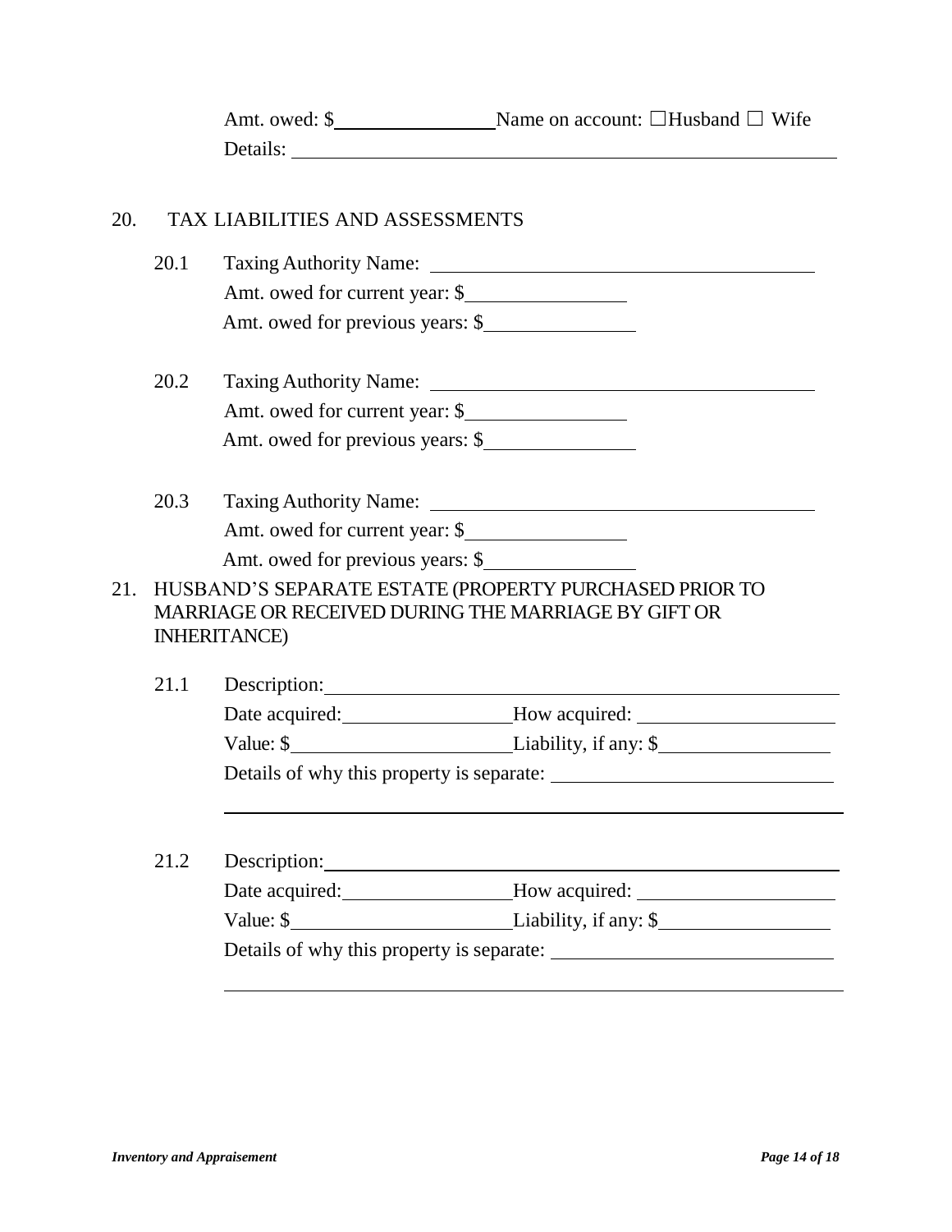Amt. owed: $\_\_\_\_\_\_\_\_\_\_\_\_\_\_\_\_ Name on account: ☐Husband ☐ Wife
Details: \_\_\_\_\_\_\_\_\_\_\_\_\_\_\_\_\_\_\_\_\_\_\_\_\_\_\_\_\_\_\_\_\_\_\_\_\_\_\_\_\_\_\_\_\_\_\_\_\_\_\_\_

## 20. TAX LIABILITIES AND ASSESSMENTS

20.1 Taxing Authority Name: \_\_\_\_\_\_\_\_\_\_\_\_\_\_\_\_\_\_\_\_\_\_\_\_\_\_\_\_\_\_\_\_\_\_\_\_\_\_\_\_
Amt. owed for current year: $\_\_\_\_\_\_\_\_\_\_\_\_\_\_\_\_
Amt. owed for previous years: $\_\_\_\_\_\_\_\_\_\_\_\_\_\_\_\_

20.2 Taxing Authority Name: \_\_\_\_\_\_\_\_\_\_\_\_\_\_\_\_\_\_\_\_\_\_\_\_\_\_\_\_\_\_\_\_\_\_\_\_\_\_\_\_
Amt. owed for current year: $\_\_\_\_\_\_\_\_\_\_\_\_\_\_\_\_
Amt. owed for previous years: $\_\_\_\_\_\_\_\_\_\_\_\_\_\_\_\_

20.3 Taxing Authority Name: \_\_\_\_\_\_\_\_\_\_\_\_\_\_\_\_\_\_\_\_\_\_\_\_\_\_\_\_\_\_\_\_\_\_\_\_\_\_\_\_
Amt. owed for current year: $\_\_\_\_\_\_\_\_\_\_\_\_\_\_\_\_
Amt. owed for previous years: $\_\_\_\_\_\_\_\_\_\_\_\_\_\_\_\_

## 21. HUSBAND'S SEPARATE ESTATE (PROPERTY PURCHASED PRIOR TO MARRIAGE OR RECEIVED DURING THE MARRIAGE BY GIFT OR INHERITANCE)

21.1 Description: \_\_\_\_\_\_\_\_\_\_\_\_\_\_\_\_\_\_\_\_\_\_\_\_\_\_\_\_\_\_\_\_\_\_\_\_\_\_\_\_\_\_\_\_\_\_\_\_\_\_
Date acquired: \_\_\_\_\_\_\_\_\_\_\_\_\_\_\_\_\_\_ How acquired: \_\_\_\_\_\_\_\_\_\_\_\_\_\_\_\_\_\_\_\_
Value: $\_\_\_\_\_\_\_\_\_\_\_\_\_\_\_\_\_\_\_\_\_\_\_\_ Liability, if any: $\_\_\_\_\_\_\_\_\_\_\_\_\_\_\_\_\_\_
Details of why this property is separate: \_\_\_\_\_\_\_\_\_\_\_\_\_\_\_\_\_\_\_\_\_\_\_\_\_\_\_\_\_\_
\_\_\_\_\_\_\_\_\_\_\_\_\_\_\_\_\_\_\_\_\_\_\_\_\_\_\_\_\_\_\_\_\_\_\_\_\_\_\_\_\_\_\_\_\_\_\_\_\_\_\_\_\_\_\_\_\_\_\_\_\_\_\_\_\_\_

21.2 Description: \_\_\_\_\_\_\_\_\_\_\_\_\_\_\_\_\_\_\_\_\_\_\_\_\_\_\_\_\_\_\_\_\_\_\_\_\_\_\_\_\_\_\_\_\_\_\_\_\_\_
Date acquired: \_\_\_\_\_\_\_\_\_\_\_\_\_\_\_\_\_\_ How acquired: \_\_\_\_\_\_\_\_\_\_\_\_\_\_\_\_\_\_\_\_
Value: $\_\_\_\_\_\_\_\_\_\_\_\_\_\_\_\_\_\_\_\_\_\_\_\_ Liability, if any: $\_\_\_\_\_\_\_\_\_\_\_\_\_\_\_\_\_\_
Details of why this property is separate: \_\_\_\_\_\_\_\_\_\_\_\_\_\_\_\_\_\_\_\_\_\_\_\_\_\_\_\_\_\_
\_\_\_\_\_\_\_\_\_\_\_\_\_\_\_\_\_\_\_\_\_\_\_\_\_\_\_\_\_\_\_\_\_\_\_\_\_\_\_\_\_\_\_\_\_\_\_\_\_\_\_\_\_\_\_\_\_\_\_\_\_\_\_\_\_\_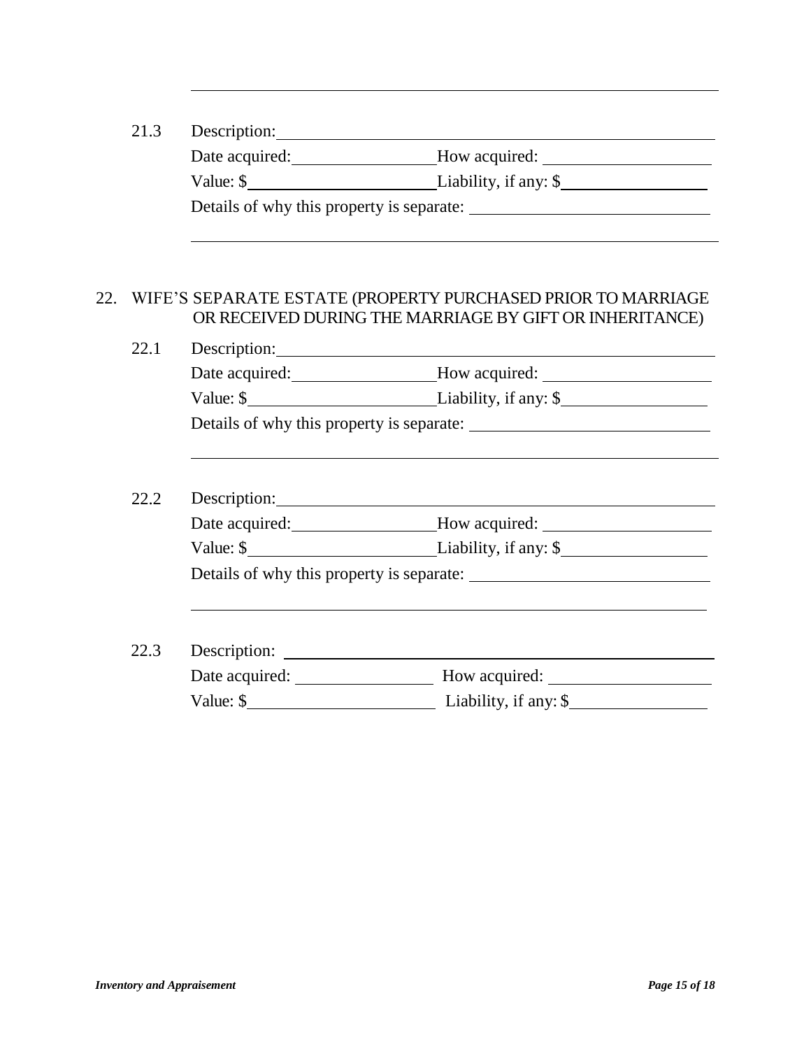21.3 Description: ____________________________________________

Date acquired: ________________ How acquired: ________________

Value: $ ____________________ Liability, if any: $ ________________

Details of why this property is separate: ________________________

______________________________________________________________

## 22. WIFE'S SEPARATE ESTATE (PROPERTY PURCHASED PRIOR TO MARRIAGE OR RECEIVED DURING THE MARRIAGE BY GIFT OR INHERITANCE)

22.1 Description: ____________________________________________

Date acquired: ________________ How acquired: ________________

Value: $ ____________________ Liability, if any: $ ________________

Details of why this property is separate: ________________________

______________________________________________________________

22.2 Description: ____________________________________________

Date acquired: ________________ How acquired: ________________

Value: $ ____________________ Liability, if any: $ ________________

Details of why this property is separate: ________________________

______________________________________________________________

22.3 Description: ____________________________________________

Date acquired: ________________ How acquired: ________________

Value: $ ____________________ Liability, if any: $ ________________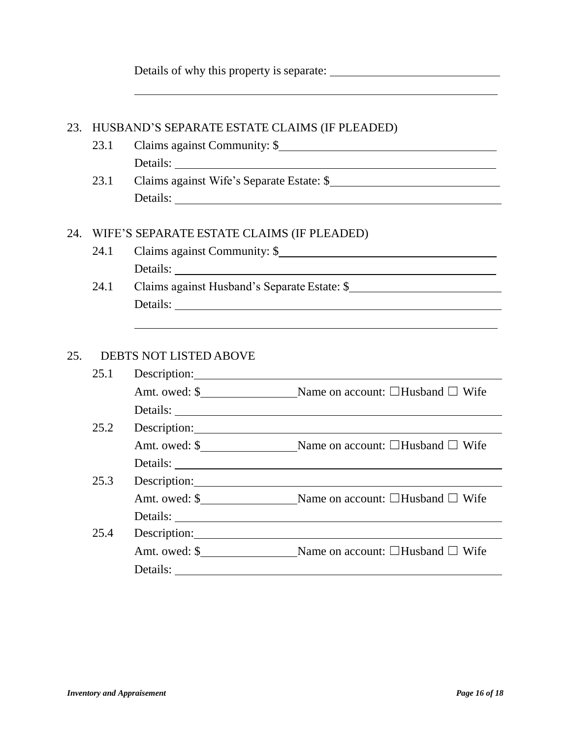Details of why this property is separate: ____________________________

______________________________________________________________

## 23. HUSBAND'S SEPARATE ESTATE CLAIMS (IF PLEADED)

23.1 Claims against Community: $____________________________________

Details: ____________________________________________________

23.1 Claims against Wife's Separate Estate: $____________________________

Details: ____________________________________________________

## 24. WIFE'S SEPARATE ESTATE CLAIMS (IF PLEADED)

24.1 Claims against Community: $____________________________________

Details: ____________________________________________________

24.1 Claims against Husband's Separate Estate: $__________________________

Details: ____________________________________________________

______________________________________________________________

## 25. DEBTS NOT LISTED ABOVE

25.1 Description: ____________________________________________________

Amt. owed: $________________ Name on account: ☐Husband ☐ Wife

Details: ____________________________________________________

25.2 Description: ____________________________________________________

Amt. owed: $________________ Name on account: ☐Husband ☐ Wife

Details: ____________________________________________________

25.3 Description: ____________________________________________________

Amt. owed: $________________ Name on account: ☐Husband ☐ Wife

Details: ____________________________________________________

25.4 Description: ____________________________________________________

Amt. owed: $________________ Name on account: ☐Husband ☐ Wife

Details: ____________________________________________________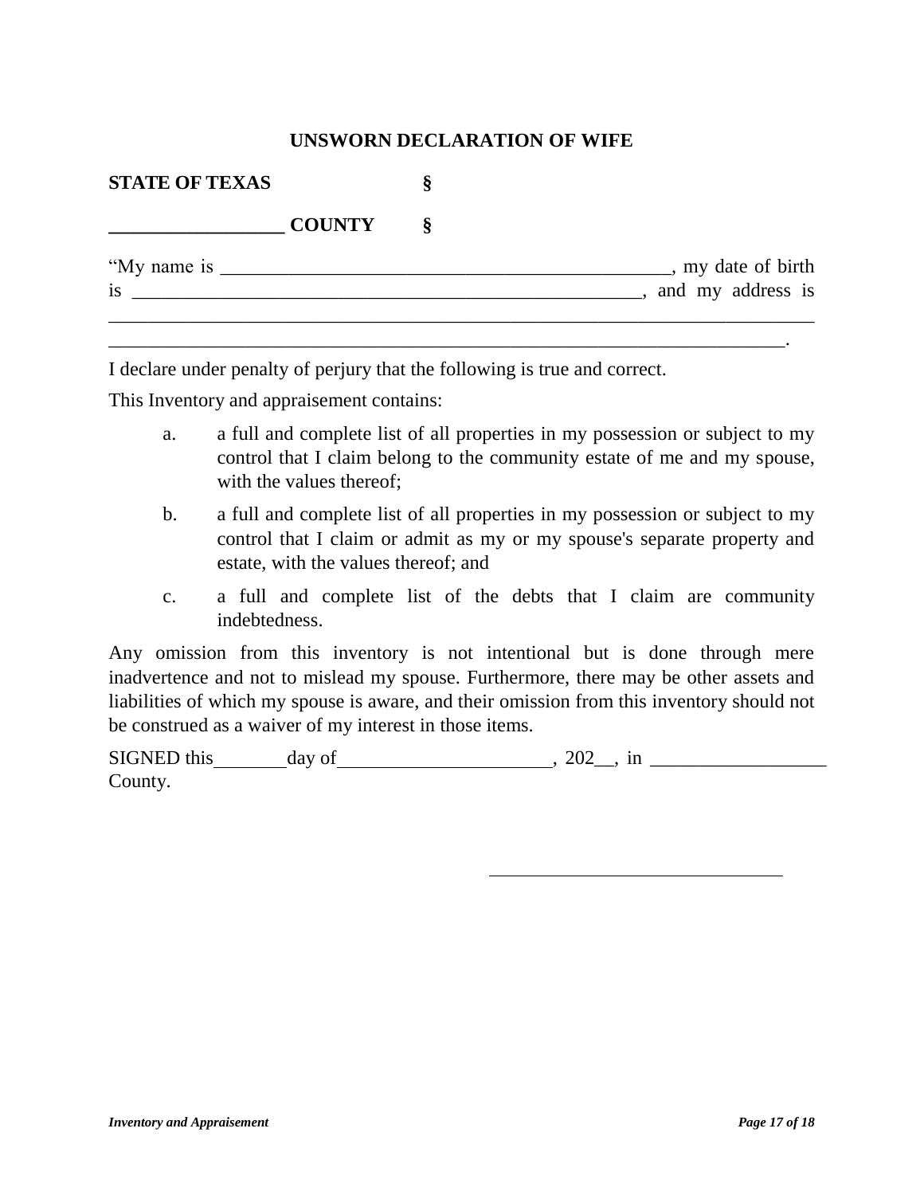**UNSWORN DECLARATION OF WIFE**

**STATE OF TEXAS** §

**__________________ COUNTY** §

“My name is ______________________________________________, my date of birth is _____________________________________________________, and my address is ________________________________________________________________________ ______________________________________________________________________.

I declare under penalty of perjury that the following is true and correct.

This Inventory and appraisement contains:

a. a full and complete list of all properties in my possession or subject to my control that I claim belong to the community estate of me and my spouse, with the values thereof;

b. a full and complete list of all properties in my possession or subject to my control that I claim or admit as my or my spouse's separate property and estate, with the values thereof; and

c. a full and complete list of the debts that I claim are community indebtedness.

Any omission from this inventory is not intentional but is done through mere inadvertence and not to mislead my spouse. Furthermore, there may be other assets and liabilities of which my spouse is aware, and their omission from this inventory should not be construed as a waiver of my interest in those items.

SIGNED this________day of______________________, 202__, in __________________ County.

_______________________________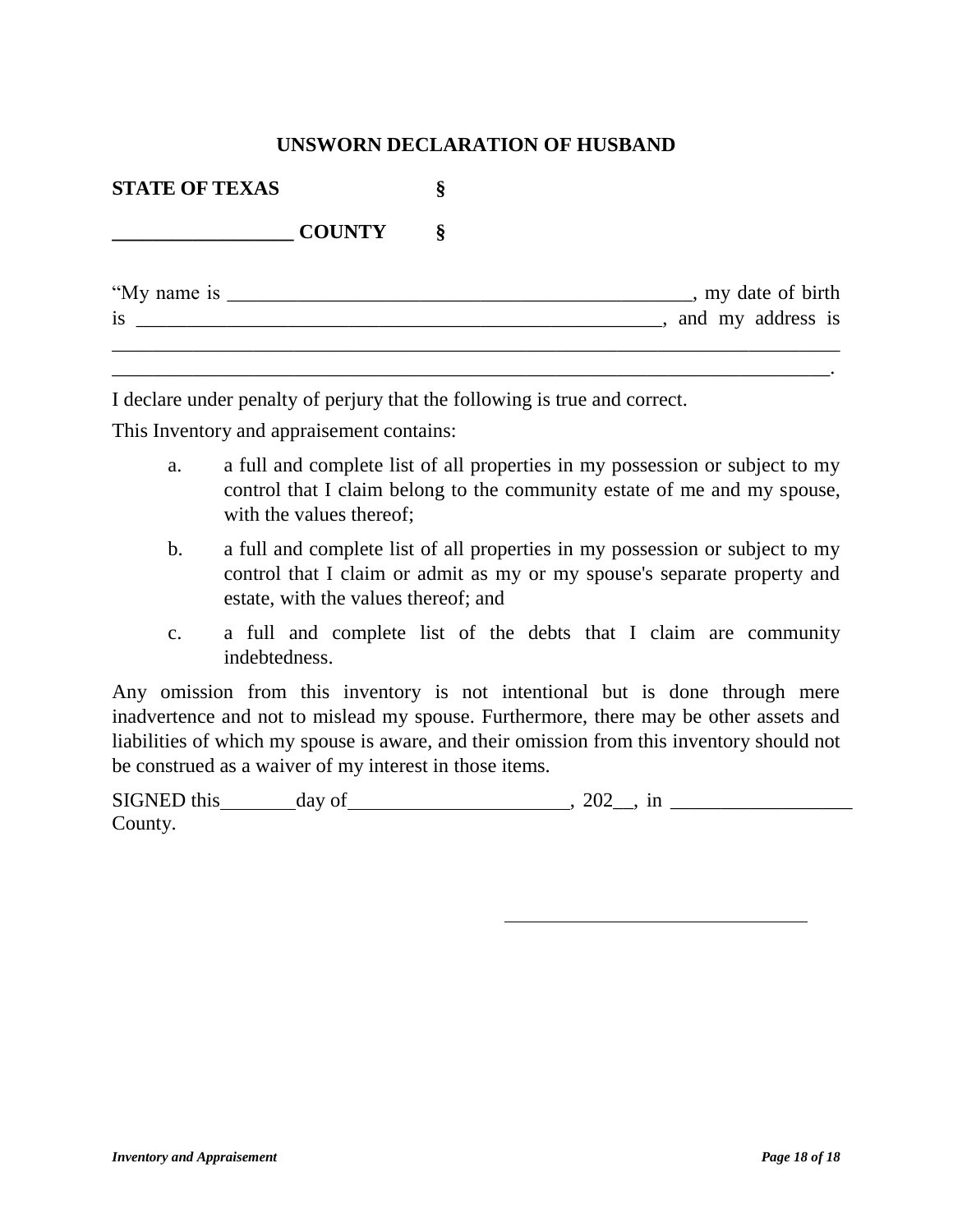## UNSWORN DECLARATION OF HUSBAND

| | | |
|---|---|---|
| **STATE OF TEXAS** | **§** | |
| **__________________ COUNTY** | **§** | |

“My name is _______________________________________________, my date of birth is ______________________________________________________, and my address is _____________________________________________________________________________
__________________________________________________________________________.

I declare under penalty of perjury that the following is true and correct.

This Inventory and appraisement contains:

a. a full and complete list of all properties in my possession or subject to my control that I claim belong to the community estate of me and my spouse, with the values thereof;

b. a full and complete list of all properties in my possession or subject to my control that I claim or admit as my or my spouse's separate property and estate, with the values thereof; and

c. a full and complete list of the debts that I claim are community indebtedness.

Any omission from this inventory is not intentional but is done through mere inadvertence and not to mislead my spouse. Furthermore, there may be other assets and liabilities of which my spouse is aware, and their omission from this inventory should not be construed as a waiver of my interest in those items.

SIGNED this________day of______________________, 202__, in __________________ County.

_______________________________